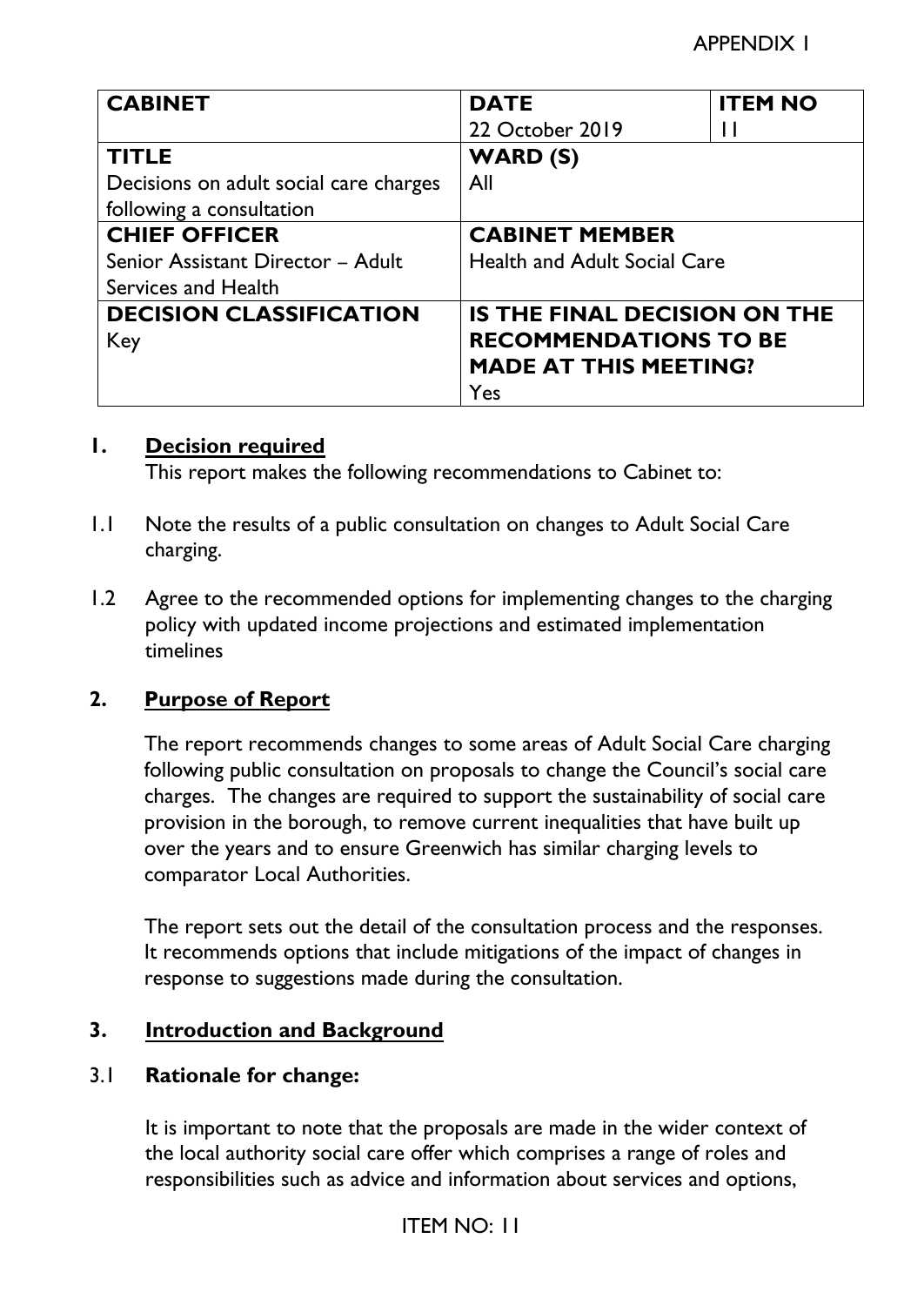APPENDIX 1

| CABINET | DATE | ITEM NO |
|---|---|---|
| | 22 October 2019 | 11 |
| **TITLE** | **WARD (S)** | |
| Decisions on adult social care charges following a consultation | All | |
| **CHIEF OFFICER** | **CABINET MEMBER** | |
| Senior Assistant Director – Adult Services and Health | Health and Adult Social Care | |
| **DECISION CLASSIFICATION** | **IS THE FINAL DECISION ON THE RECOMMENDATIONS TO BE MADE AT THIS MEETING?** | |
| Key | Yes | |

## 1. Decision required

This report makes the following recommendations to Cabinet to:

1.1 Note the results of a public consultation on changes to Adult Social Care charging.

1.2 Agree to the recommended options for implementing changes to the charging policy with updated income projections and estimated implementation timelines

## 2. Purpose of Report

The report recommends changes to some areas of Adult Social Care charging following public consultation on proposals to change the Council's social care charges. The changes are required to support the sustainability of social care provision in the borough, to remove current inequalities that have built up over the years and to ensure Greenwich has similar charging levels to comparator Local Authorities.

The report sets out the detail of the consultation process and the responses. It recommends options that include mitigations of the impact of changes in response to suggestions made during the consultation.

## 3. Introduction and Background

### 3.1 Rationale for change:

It is important to note that the proposals are made in the wider context of the local authority social care offer which comprises a range of roles and responsibilities such as advice and information about services and options,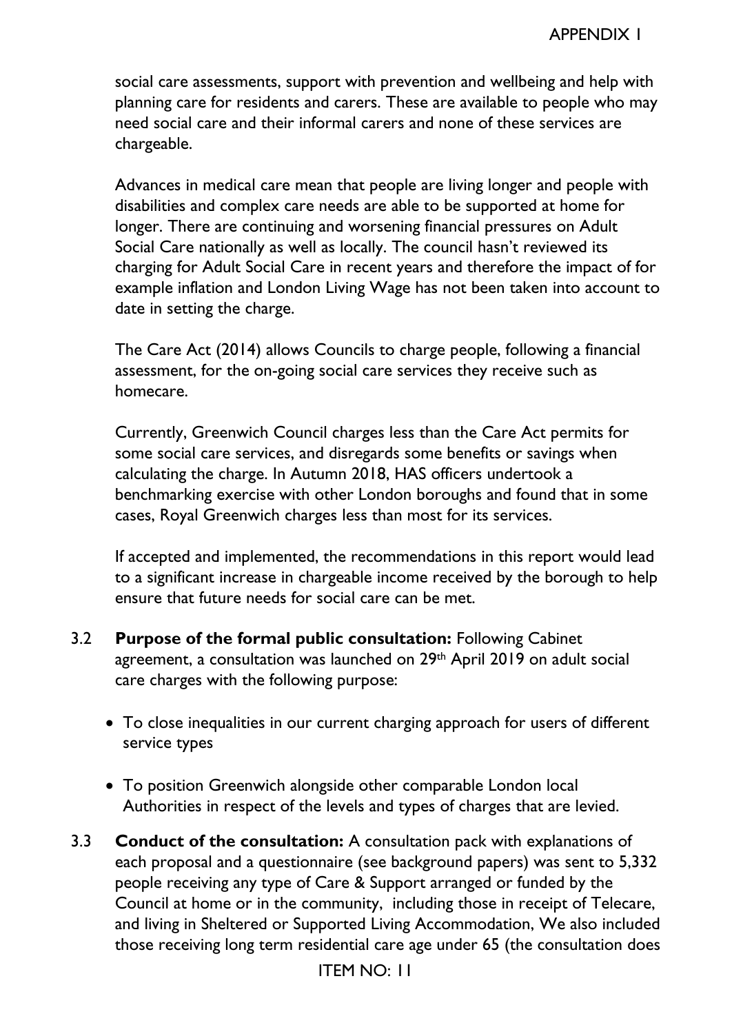social care assessments, support with prevention and wellbeing and help with planning care for residents and carers. These are available to people who may need social care and their informal carers and none of these services are chargeable.

Advances in medical care mean that people are living longer and people with disabilities and complex care needs are able to be supported at home for longer. There are continuing and worsening financial pressures on Adult Social Care nationally as well as locally. The council hasn't reviewed its charging for Adult Social Care in recent years and therefore the impact of for example inflation and London Living Wage has not been taken into account to date in setting the charge.

The Care Act (2014) allows Councils to charge people, following a financial assessment, for the on-going social care services they receive such as homecare.

Currently, Greenwich Council charges less than the Care Act permits for some social care services, and disregards some benefits or savings when calculating the charge. In Autumn 2018, HAS officers undertook a benchmarking exercise with other London boroughs and found that in some cases, Royal Greenwich charges less than most for its services.

If accepted and implemented, the recommendations in this report would lead to a significant increase in chargeable income received by the borough to help ensure that future needs for social care can be met.

3.2 **Purpose of the formal public consultation:** Following Cabinet agreement, a consultation was launched on 29th April 2019 on adult social care charges with the following purpose:

- To close inequalities in our current charging approach for users of different service types
- To position Greenwich alongside other comparable London local Authorities in respect of the levels and types of charges that are levied.

3.3 **Conduct of the consultation:** A consultation pack with explanations of each proposal and a questionnaire (see background papers) was sent to 5,332 people receiving any type of Care & Support arranged or funded by the Council at home or in the community, including those in receipt of Telecare, and living in Sheltered or Supported Living Accommodation, We also included those receiving long term residential care age under 65 (the consultation does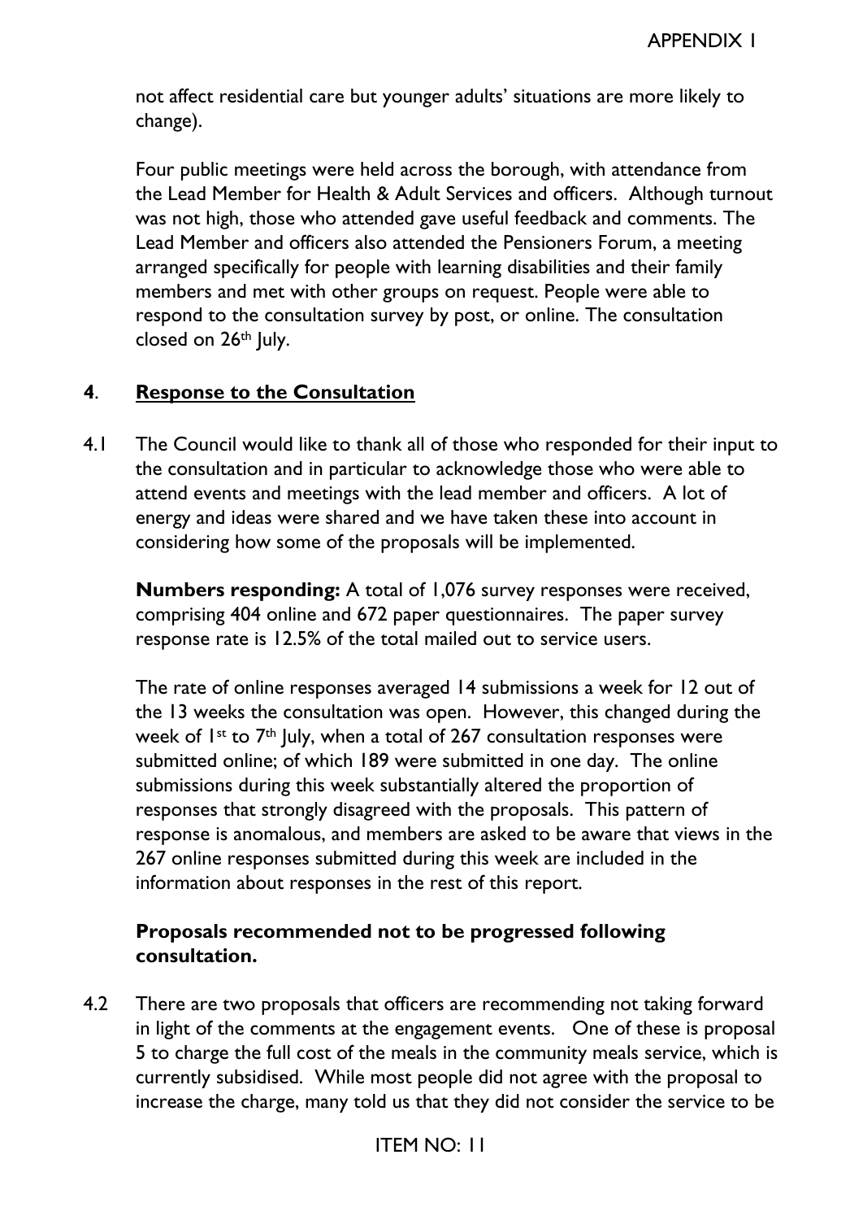not affect residential care but younger adults' situations are more likely to change).

Four public meetings were held across the borough, with attendance from the Lead Member for Health & Adult Services and officers. Although turnout was not high, those who attended gave useful feedback and comments. The Lead Member and officers also attended the Pensioners Forum, a meeting arranged specifically for people with learning disabilities and their family members and met with other groups on request. People were able to respond to the consultation survey by post, or online. The consultation closed on 26th July.

## 4. Response to the Consultation

4.1 The Council would like to thank all of those who responded for their input to the consultation and in particular to acknowledge those who were able to attend events and meetings with the lead member and officers. A lot of energy and ideas were shared and we have taken these into account in considering how some of the proposals will be implemented.

**Numbers responding:** A total of 1,076 survey responses were received, comprising 404 online and 672 paper questionnaires. The paper survey response rate is 12.5% of the total mailed out to service users.

The rate of online responses averaged 14 submissions a week for 12 out of the 13 weeks the consultation was open. However, this changed during the week of 1st to 7th July, when a total of 267 consultation responses were submitted online; of which 189 were submitted in one day. The online submissions during this week substantially altered the proportion of responses that strongly disagreed with the proposals. This pattern of response is anomalous, and members are asked to be aware that views in the 267 online responses submitted during this week are included in the information about responses in the rest of this report.

### Proposals recommended not to be progressed following consultation.

4.2 There are two proposals that officers are recommending not taking forward in light of the comments at the engagement events. One of these is proposal 5 to charge the full cost of the meals in the community meals service, which is currently subsidised. While most people did not agree with the proposal to increase the charge, many told us that they did not consider the service to be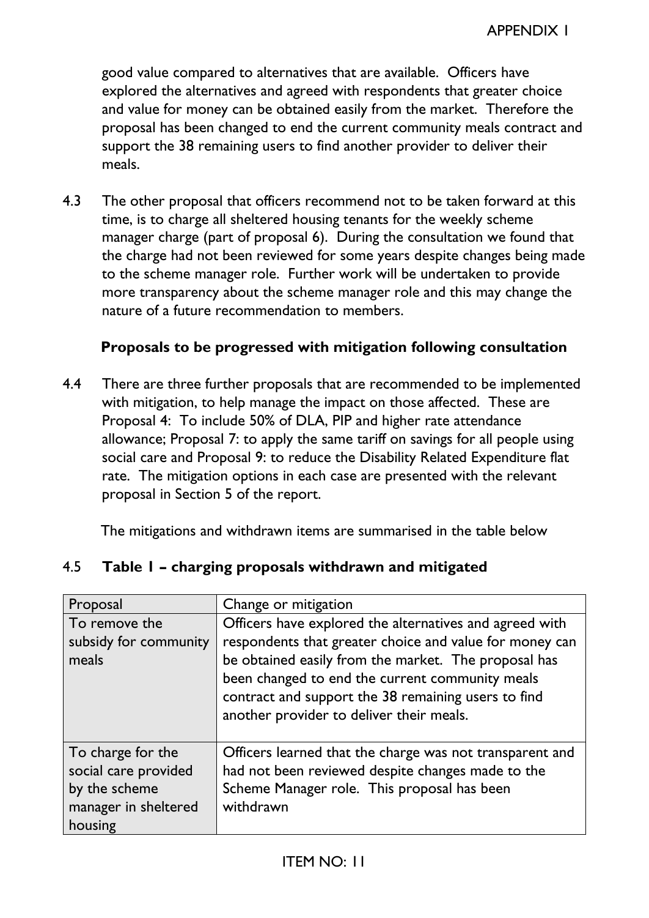good value compared to alternatives that are available. Officers have explored the alternatives and agreed with respondents that greater choice and value for money can be obtained easily from the market. Therefore the proposal has been changed to end the current community meals contract and support the 38 remaining users to find another provider to deliver their meals.

4.3 The other proposal that officers recommend not to be taken forward at this time, is to charge all sheltered housing tenants for the weekly scheme manager charge (part of proposal 6). During the consultation we found that the charge had not been reviewed for some years despite changes being made to the scheme manager role. Further work will be undertaken to provide more transparency about the scheme manager role and this may change the nature of a future recommendation to members.

**Proposals to be progressed with mitigation following consultation**

4.4 There are three further proposals that are recommended to be implemented with mitigation, to help manage the impact on those affected. These are Proposal 4: To include 50% of DLA, PIP and higher rate attendance allowance; Proposal 7: to apply the same tariff on savings for all people using social care and Proposal 9: to reduce the Disability Related Expenditure flat rate. The mitigation options in each case are presented with the relevant proposal in Section 5 of the report.

The mitigations and withdrawn items are summarised in the table below

4.5 **Table 1 – charging proposals withdrawn and mitigated**

| Proposal | Change or mitigation |
|---|---|
| To remove the subsidy for community meals | Officers have explored the alternatives and agreed with respondents that greater choice and value for money can be obtained easily from the market. The proposal has been changed to end the current community meals contract and support the 38 remaining users to find another provider to deliver their meals. |
| To charge for the social care provided by the scheme manager in sheltered housing | Officers learned that the charge was not transparent and had not been reviewed despite changes made to the Scheme Manager role. This proposal has been withdrawn |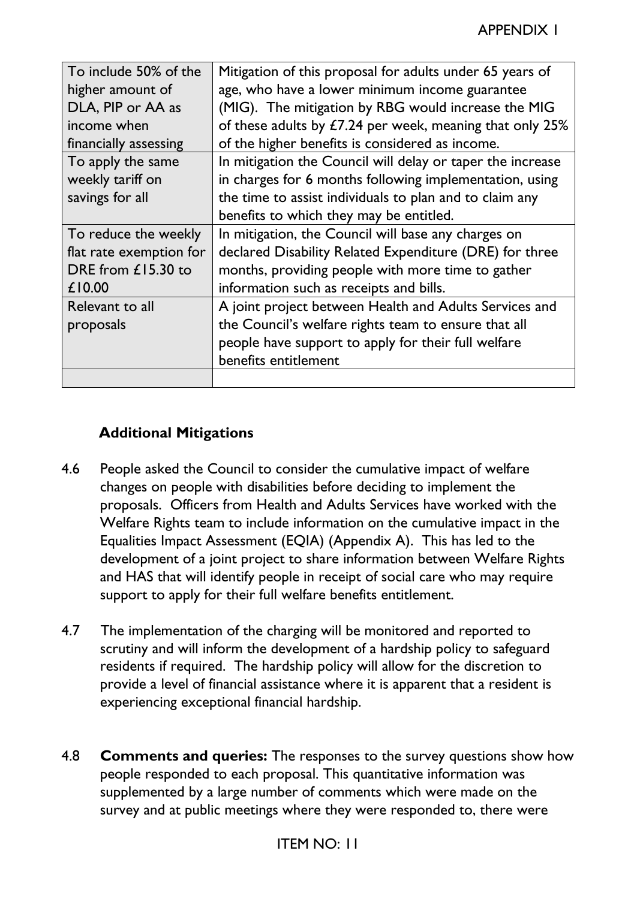| To include 50% of the higher amount of DLA, PIP or AA as income when financially assessing | Mitigation of this proposal for adults under 65 years of age, who have a lower minimum income guarantee (MIG). The mitigation by RBG would increase the MIG of these adults by £7.24 per week, meaning that only 25% of the higher benefits is considered as income. |
|---|---|
| To apply the same weekly tariff on savings for all | In mitigation the Council will delay or taper the increase in charges for 6 months following implementation, using the time to assist individuals to plan and to claim any benefits to which they may be entitled. |
| To reduce the weekly flat rate exemption for DRE from £15.30 to £10.00 | In mitigation, the Council will base any charges on declared Disability Related Expenditure (DRE) for three months, providing people with more time to gather information such as receipts and bills. |
| Relevant to all proposals | A joint project between Health and Adults Services and the Council's welfare rights team to ensure that all people have support to apply for their full welfare benefits entitlement |
| | |

**Additional Mitigations**

4.6 People asked the Council to consider the cumulative impact of welfare changes on people with disabilities before deciding to implement the proposals. Officers from Health and Adults Services have worked with the Welfare Rights team to include information on the cumulative impact in the Equalities Impact Assessment (EQIA) (Appendix A). This has led to the development of a joint project to share information between Welfare Rights and HAS that will identify people in receipt of social care who may require support to apply for their full welfare benefits entitlement.

4.7 The implementation of the charging will be monitored and reported to scrutiny and will inform the development of a hardship policy to safeguard residents if required. The hardship policy will allow for the discretion to provide a level of financial assistance where it is apparent that a resident is experiencing exceptional financial hardship.

4.8 **Comments and queries:** The responses to the survey questions show how people responded to each proposal. This quantitative information was supplemented by a large number of comments which were made on the survey and at public meetings where they were responded to, there were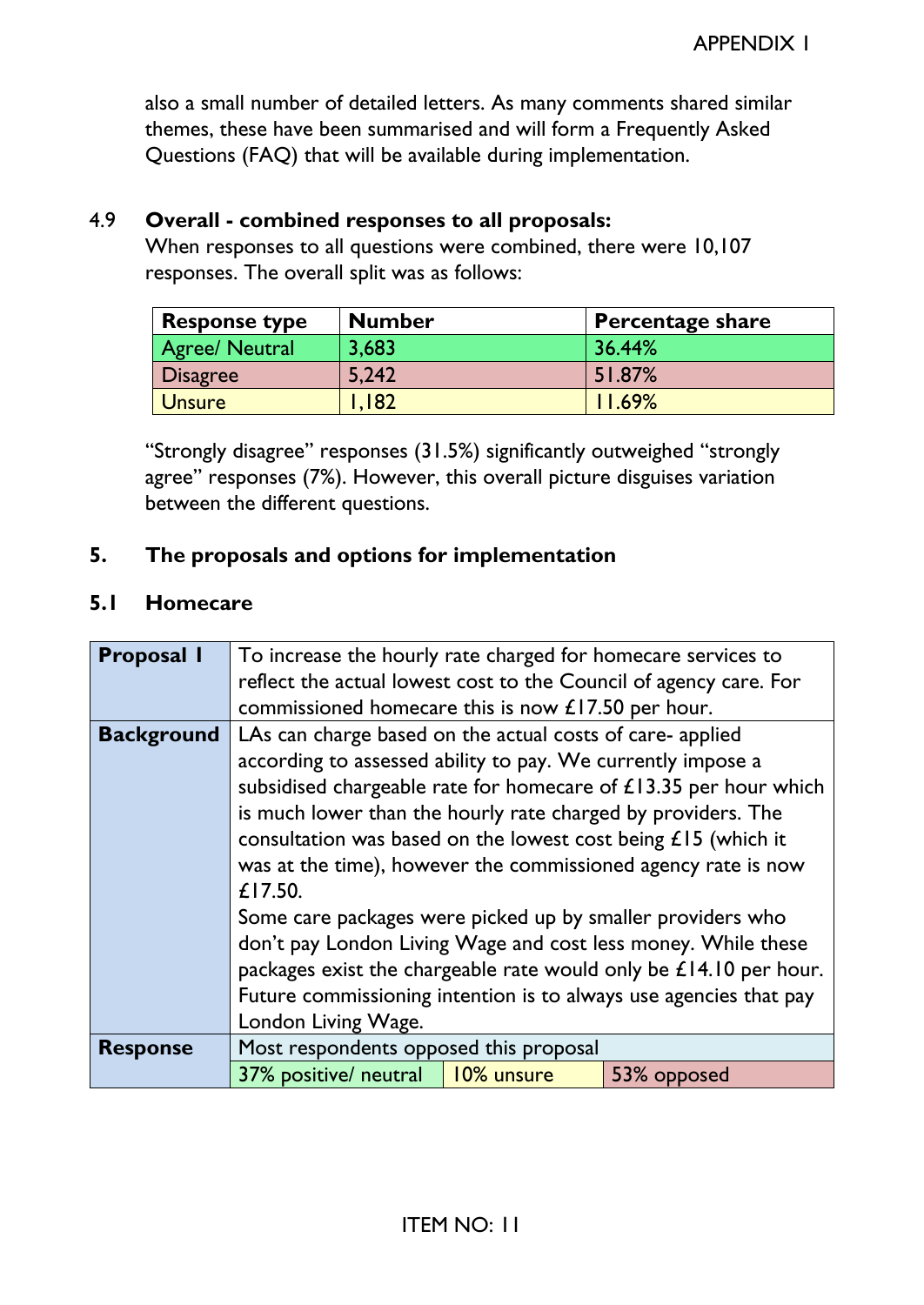also a small number of detailed letters. As many comments shared similar themes, these have been summarised and will form a Frequently Asked Questions (FAQ) that will be available during implementation.

4.9 **Overall - combined responses to all proposals:**
When responses to all questions were combined, there were 10,107 responses. The overall split was as follows:

| Response type | Number | Percentage share |
|---|---|---|
| Agree/ Neutral | 3,683 | 36.44% |
| Disagree | 5,242 | 51.87% |
| Unsure | 1,182 | 11.69% |

"Strongly disagree" responses (31.5%) significantly outweighed "strongly agree" responses (7%). However, this overall picture disguises variation between the different questions.

## 5. The proposals and options for implementation

### 5.1 Homecare

| | | | |
|---|---|---|---|
| **Proposal 1** | To increase the hourly rate charged for homecare services to reflect the actual lowest cost to the Council of agency care. For commissioned homecare this is now £17.50 per hour. | | |
| **Background** | LAs can charge based on the actual costs of care- applied according to assessed ability to pay. We currently impose a subsidised chargeable rate for homecare of £13.35 per hour which is much lower than the hourly rate charged by providers. The consultation was based on the lowest cost being £15 (which it was at the time), however the commissioned agency rate is now £17.50.<br>Some care packages were picked up by smaller providers who don't pay London Living Wage and cost less money. While these packages exist the chargeable rate would only be £14.10 per hour. Future commissioning intention is to always use agencies that pay London Living Wage. | | |
| **Response** | Most respondents opposed this proposal | | |
| | 37% positive/ neutral | 10% unsure | 53% opposed |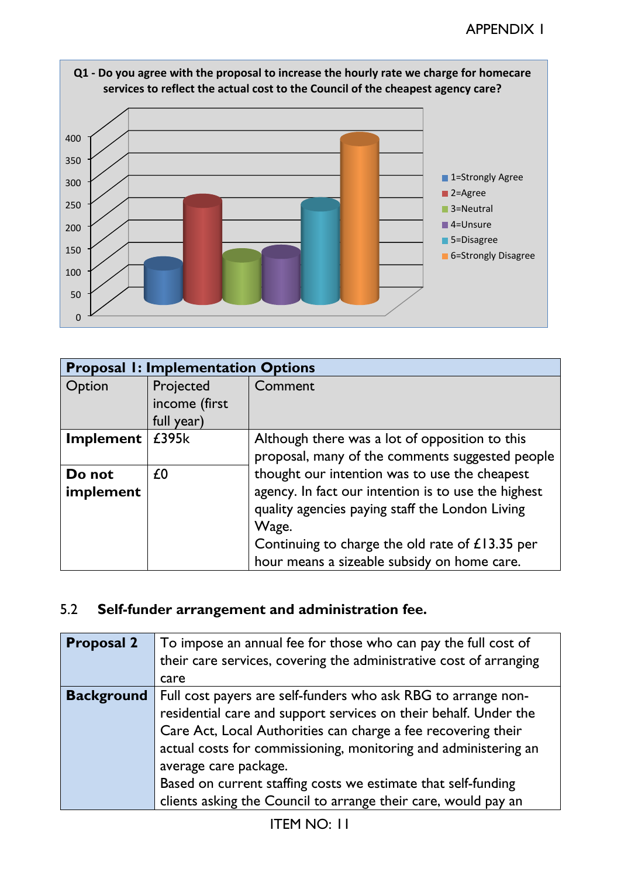**Q1 - Do you agree with the proposal to increase the hourly rate we charge for homecare services to reflect the actual cost to the Council of the cheapest agency care?**

- 1=Strongly Agree
- 2=Agree
- 3=Neutral
- 4=Unsure
- 5=Disagree
- 6=Strongly Disagree

| **Proposal 1: Implementation Options** | | |
|---|---|---|
| Option | Projected income (first full year) | Comment |
| **Implement** | £395k | Although there was a lot of opposition to this proposal, many of the comments suggested people thought our intention was to use the cheapest agency. In fact our intention is to use the highest quality agencies paying staff the London Living Wage.<br>Continuing to charge the old rate of £13.35 per hour means a sizeable subsidy on home care. |
| **Do not implement** | £0 | |

## 5.2 Self-funder arrangement and administration fee.

| **Proposal 2** | To impose an annual fee for those who can pay the full cost of their care services, covering the administrative cost of arranging care |
|---|---|
| **Background** | Full cost payers are self-funders who ask RBG to arrange non-residential care and support services on their behalf. Under the Care Act, Local Authorities can charge a fee recovering their actual costs for commissioning, monitoring and administering an average care package.<br>Based on current staffing costs we estimate that self-funding clients asking the Council to arrange their care, would pay an |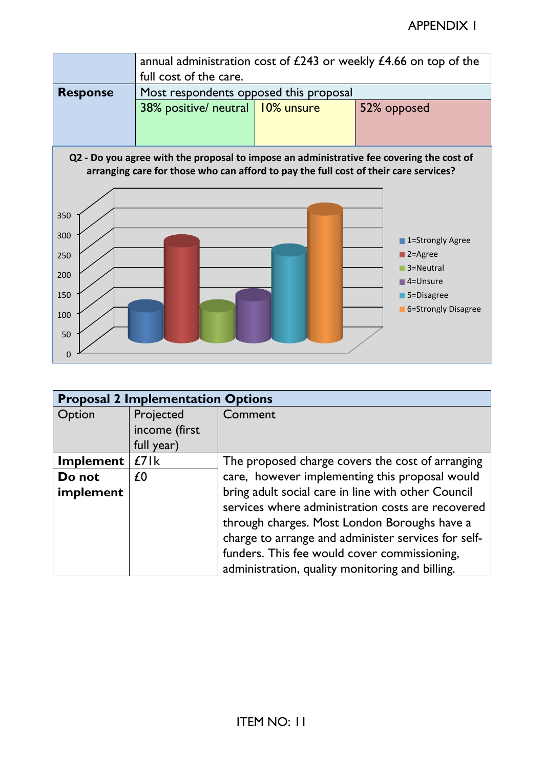| | annual administration cost of £243 or weekly £4.66 on top of the full cost of the care. | | |
|---|---|---|---|
| **Response** | Most respondents opposed this proposal | | |
| | 38% positive/ neutral | 10% unsure | 52% opposed |

**Q2 - Do you agree with the proposal to impose an administrative fee covering the cost of arranging care for those who can afford to pay the full cost of their care services?**

| Response | Count (approx.) |
|---|---|
| 1=Strongly Agree | 100 |
| 2=Agree | 265 |
| 3=Neutral | 100 |
| 4=Unsure | 120 |
| 5=Disagree | 240 |
| 6=Strongly Disagree | 345 |

| **Proposal 2 Implementation Options** | | |
|---|---|---|
| Option | Projected income (first full year) | Comment |
| **Implement** | £71k | The proposed charge covers the cost of arranging care, however implementing this proposal would bring adult social care in line with other Council services where administration costs are recovered through charges. Most London Boroughs have a charge to arrange and administer services for self-funders. This fee would cover commissioning, administration, quality monitoring and billing. |
| **Do not implement** | £0 | |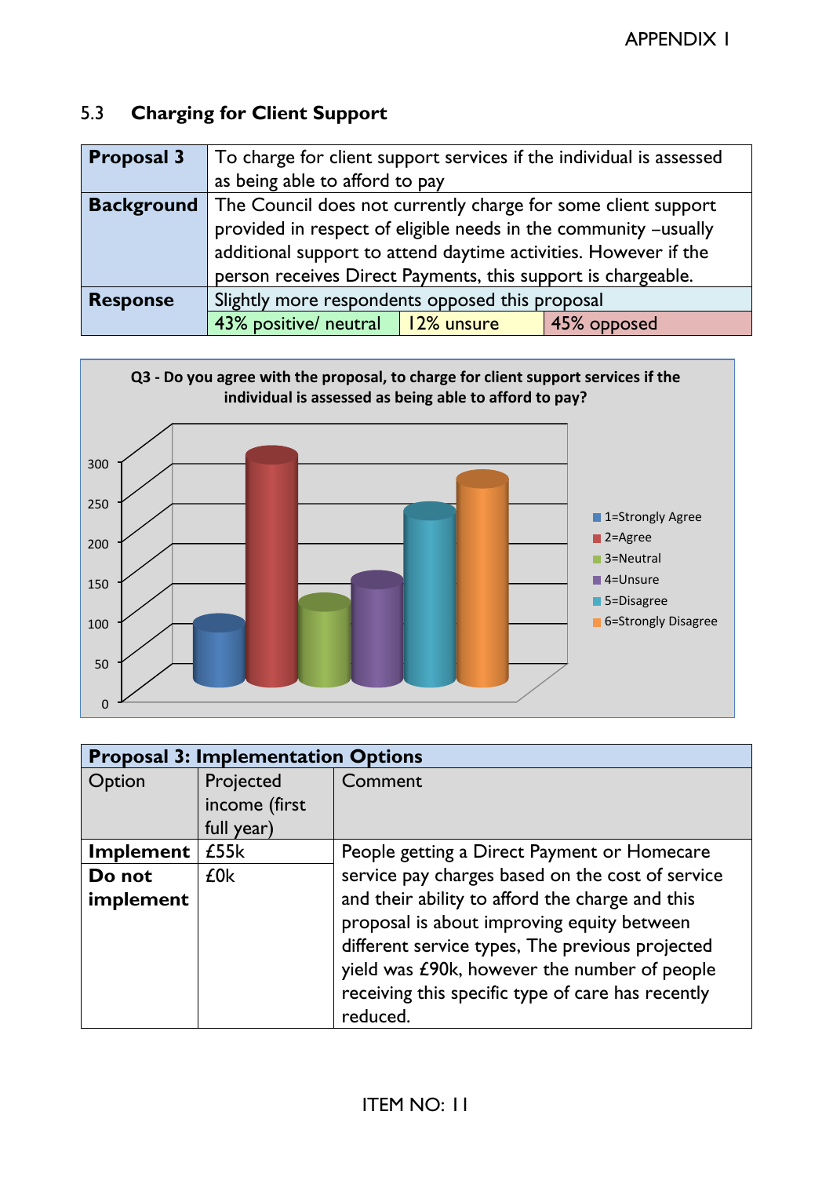## 5.3 Charging for Client Support

| **Proposal 3** | To charge for client support services if the individual is assessed as being able to afford to pay | |
|---|---|---|
| **Background** | The Council does not currently charge for some client support provided in respect of eligible needs in the community –usually additional support to attend daytime activities. However if the person receives Direct Payments, this support is chargeable. | |
| **Response** | Slightly more respondents opposed this proposal | |
| | 43% positive/ neutral | 12% unsure | 45% opposed |

**Q3 - Do you agree with the proposal, to charge for client support services if the individual is assessed as being able to afford to pay?**

| Response | Approximate count |
|---|---|
| 1=Strongly Agree | 85 |
| 2=Agree | 300 |
| 3=Neutral | 115 |
| 4=Unsure | 140 |
| 5=Disagree | 230 |
| 6=Strongly Disagree | 270 |

| **Proposal 3: Implementation Options** | | |
|---|---|---|
| Option | Projected income (first full year) | Comment |
| **Implement** | £55k | People getting a Direct Payment or Homecare service pay charges based on the cost of service and their ability to afford the charge and this proposal is about improving equity between different service types, The previous projected yield was £90k, however the number of people receiving this specific type of care has recently reduced. |
| **Do not implement** | £0k | |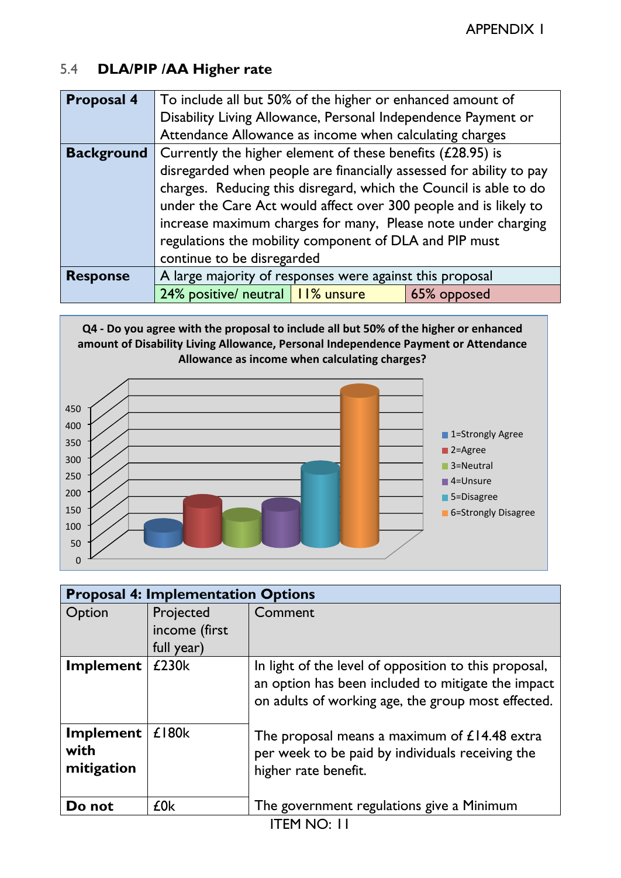## 5.4 DLA/PIP /AA Higher rate

| **Proposal 4** | To include all but 50% of the higher or enhanced amount of Disability Living Allowance, Personal Independence Payment or Attendance Allowance as income when calculating charges | | |
|---|---|---|---|
| **Background** | Currently the higher element of these benefits (£28.95) is disregarded when people are financially assessed for ability to pay charges. Reducing this disregard, which the Council is able to do under the Care Act would affect over 300 people and is likely to increase maximum charges for many, Please note under charging regulations the mobility component of DLA and PIP must continue to be disregarded | | |
| **Response** | A large majority of responses were against this proposal | | |
| | 24% positive/ neutral | 11% unsure | 65% opposed |

Q4 - Do you agree with the proposal to include all but 50% of the higher or enhanced amount of Disability Living Allowance, Personal Independence Payment or Attendance Allowance as income when calculating charges?

- 1=Strongly Agree
- 2=Agree
- 3=Neutral
- 4=Unsure
- 5=Disagree
- 6=Strongly Disagree

| **Proposal 4: Implementation Options** | | |
|---|---|---|
| Option | Projected income (first full year) | Comment |
| **Implement** | £230k | In light of the level of opposition to this proposal, an option has been included to mitigate the impact on adults of working age, the group most effected. |
| **Implement with mitigation** | £180k | The proposal means a maximum of £14.48 extra per week to be paid by individuals receiving the higher rate benefit. |
| **Do not** | £0k | The government regulations give a Minimum |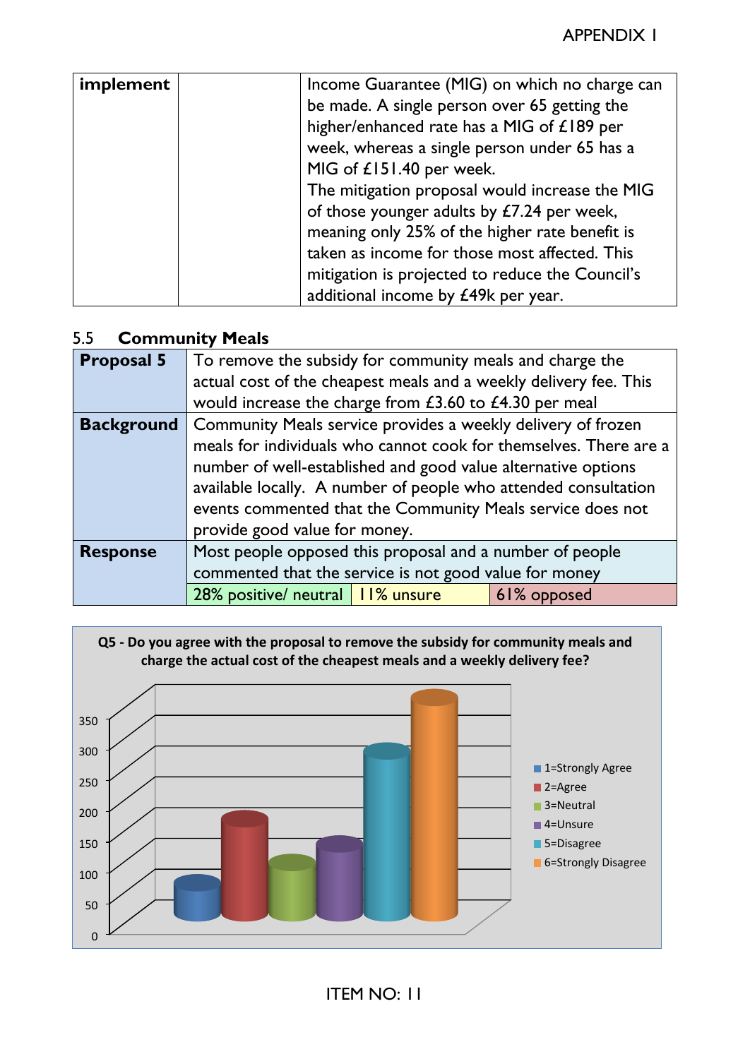| implement | | Income Guarantee (MIG) on which no charge can be made. A single person over 65 getting the higher/enhanced rate has a MIG of £189 per week, whereas a single person under 65 has a MIG of £151.40 per week. The mitigation proposal would increase the MIG of those younger adults by £7.24 per week, meaning only 25% of the higher rate benefit is taken as income for those most affected. This mitigation is projected to reduce the Council's additional income by £49k per year. |
|---|---|---|

### 5.5 Community Meals

| **Proposal 5** | To remove the subsidy for community meals and charge the actual cost of the cheapest meals and a weekly delivery fee. This would increase the charge from £3.60 to £4.30 per meal | | |
|---|---|---|---|
| **Background** | Community Meals service provides a weekly delivery of frozen meals for individuals who cannot cook for themselves. There are a number of well-established and good value alternative options available locally. A number of people who attended consultation events commented that the Community Meals service does not provide good value for money. | | |
| **Response** | Most people opposed this proposal and a number of people commented that the service is not good value for money | | |
| | 28% positive/ neutral | 11% unsure | 61% opposed |

**Q5 - Do you agree with the proposal to remove the subsidy for community meals and charge the actual cost of the cheapest meals and a weekly delivery fee?**

| Response | Approximate count |
|---|---|
| 1=Strongly Agree | ~65 |
| 2=Agree | ~175 |
| 3=Neutral | ~95 |
| 4=Unsure | ~135 |
| 5=Disagree | ~290 |
| 6=Strongly Disagree | ~365 |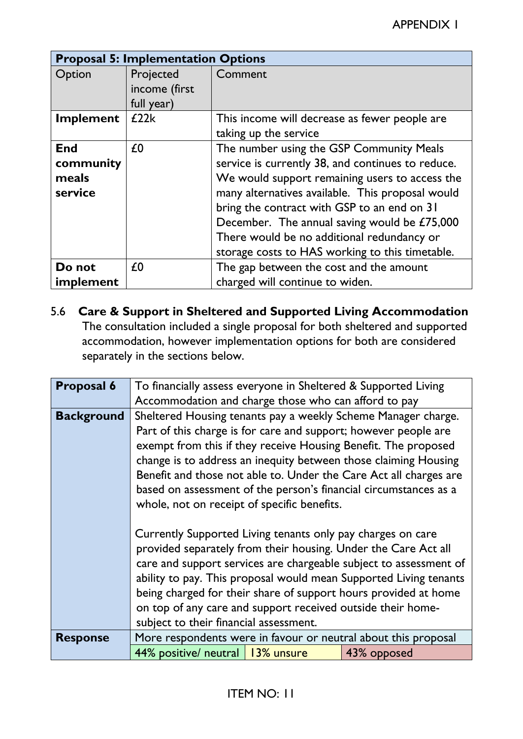| Proposal 5: Implementation Options | | |
|---|---|---|
| Option | Projected income (first full year) | Comment |
| **Implement** | £22k | This income will decrease as fewer people are taking up the service |
| **End community meals service** | £0 | The number using the GSP Community Meals service is currently 38, and continues to reduce. We would support remaining users to access the many alternatives available. This proposal would bring the contract with GSP to an end on 31 December. The annual saving would be £75,000 There would be no additional redundancy or storage costs to HAS working to this timetable. |
| **Do not implement** | £0 | The gap between the cost and the amount charged will continue to widen. |

5.6 **Care & Support in Sheltered and Supported Living Accommodation**
The consultation included a single proposal for both sheltered and supported accommodation, however implementation options for both are considered separately in the sections below.

| **Proposal 6** | To financially assess everyone in Sheltered & Supported Living Accommodation and charge those who can afford to pay | |
|---|---|---|
| **Background** | Sheltered Housing tenants pay a weekly Scheme Manager charge. Part of this charge is for care and support; however people are exempt from this if they receive Housing Benefit. The proposed change is to address an inequity between those claiming Housing Benefit and those not able to. Under the Care Act all charges are based on assessment of the person's financial circumstances as a whole, not on receipt of specific benefits.<br><br>Currently Supported Living tenants only pay charges on care provided separately from their housing. Under the Care Act all care and support services are chargeable subject to assessment of ability to pay. This proposal would mean Supported Living tenants being charged for their share of support hours provided at home on top of any care and support received outside their home-subject to their financial assessment. | |
| **Response** | More respondents were in favour or neutral about this proposal | |
| | 44% positive/ neutral | 13% unsure | 43% opposed |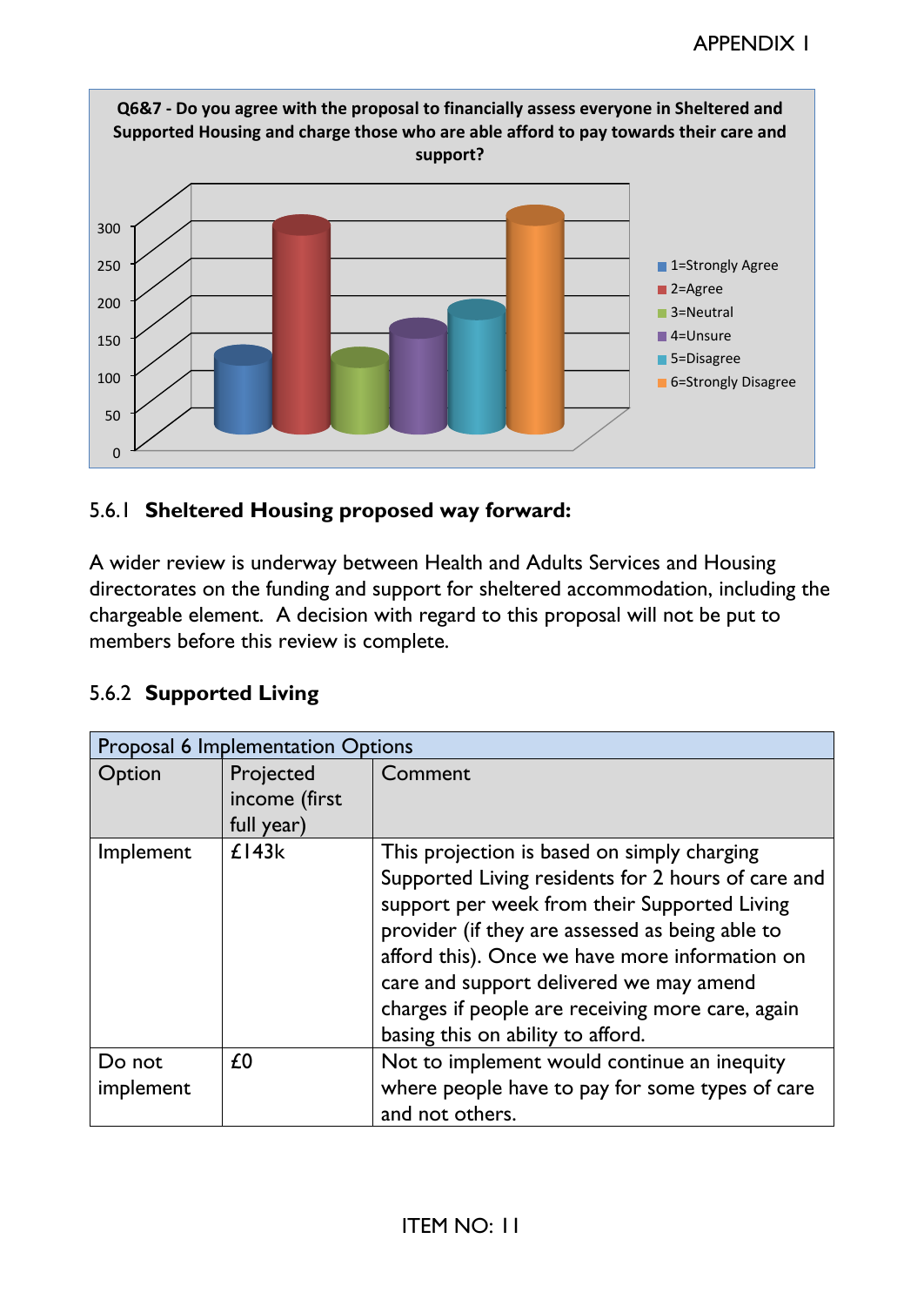APPENDIX 1

**Q6&7 - Do you agree with the proposal to financially assess everyone in Sheltered and Supported Housing and charge those who are able afford to pay towards their care and support?**

- 1=Strongly Agree
- 2=Agree
- 3=Neutral
- 4=Unsure
- 5=Disagree
- 6=Strongly Disagree

### 5.6.1 Sheltered Housing proposed way forward:

A wider review is underway between Health and Adults Services and Housing directorates on the funding and support for sheltered accommodation, including the chargeable element. A decision with regard to this proposal will not be put to members before this review is complete.

### 5.6.2 Supported Living

| Proposal 6 Implementation Options | | |
|---|---|---|
| Option | Projected income (first full year) | Comment |
| Implement | £143k | This projection is based on simply charging Supported Living residents for 2 hours of care and support per week from their Supported Living provider (if they are assessed as being able to afford this). Once we have more information on care and support delivered we may amend charges if people are receiving more care, again basing this on ability to afford. |
| Do not implement | £0 | Not to implement would continue an inequity where people have to pay for some types of care and not others. |

ITEM NO: 11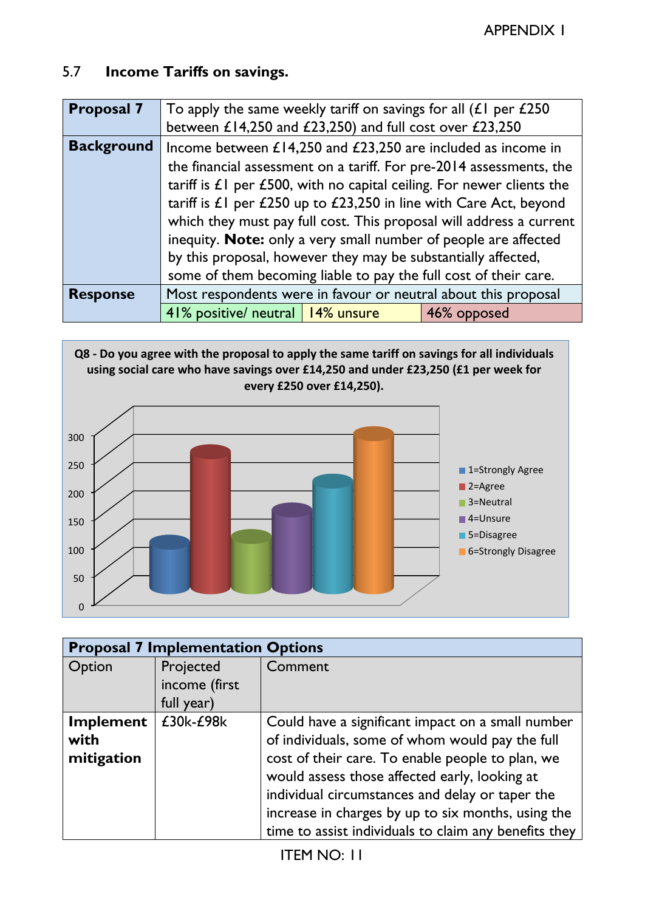APPENDIX 1

## 5.7 Income Tariffs on savings.

| | | | |
|---|---|---|---|
| **Proposal 7** | To apply the same weekly tariff on savings for all (£1 per £250 between £14,250 and £23,250) and full cost over £23,250 | | |
| **Background** | Income between £14,250 and £23,250 are included as income in the financial assessment on a tariff. For pre-2014 assessments, the tariff is £1 per £500, with no capital ceiling. For newer clients the tariff is £1 per £250 up to £23,250 in line with Care Act, beyond which they must pay full cost. This proposal will address a current inequity. **Note:** only a very small number of people are affected by this proposal, however they may be substantially affected, some of them becoming liable to pay the full cost of their care. | | |
| **Response** | Most respondents were in favour or neutral about this proposal | | |
| | 41% positive/ neutral | 14% unsure | 46% opposed |

**Q8 - Do you agree with the proposal to apply the same tariff on savings for all individuals using social care who have savings over £14,250 and under £23,250 (£1 per week for every £250 over £14,250).**

| Response | Approximate count |
|---|---|
| 1=Strongly Agree | ~100 |
| 2=Agree | ~255 |
| 3=Neutral | ~110 |
| 4=Unsure | ~155 |
| 5=Disagree | ~205 |
| 6=Strongly Disagree | ~295 |

| **Proposal 7 Implementation Options** | | |
|---|---|---|
| Option | Projected income (first full year) | Comment |
| **Implement with mitigation** | £30k-£98k | Could have a significant impact on a small number of individuals, some of whom would pay the full cost of their care. To enable people to plan, we would assess those affected early, looking at individual circumstances and delay or taper the increase in charges by up to six months, using the time to assist individuals to claim any benefits they |

ITEM NO: 11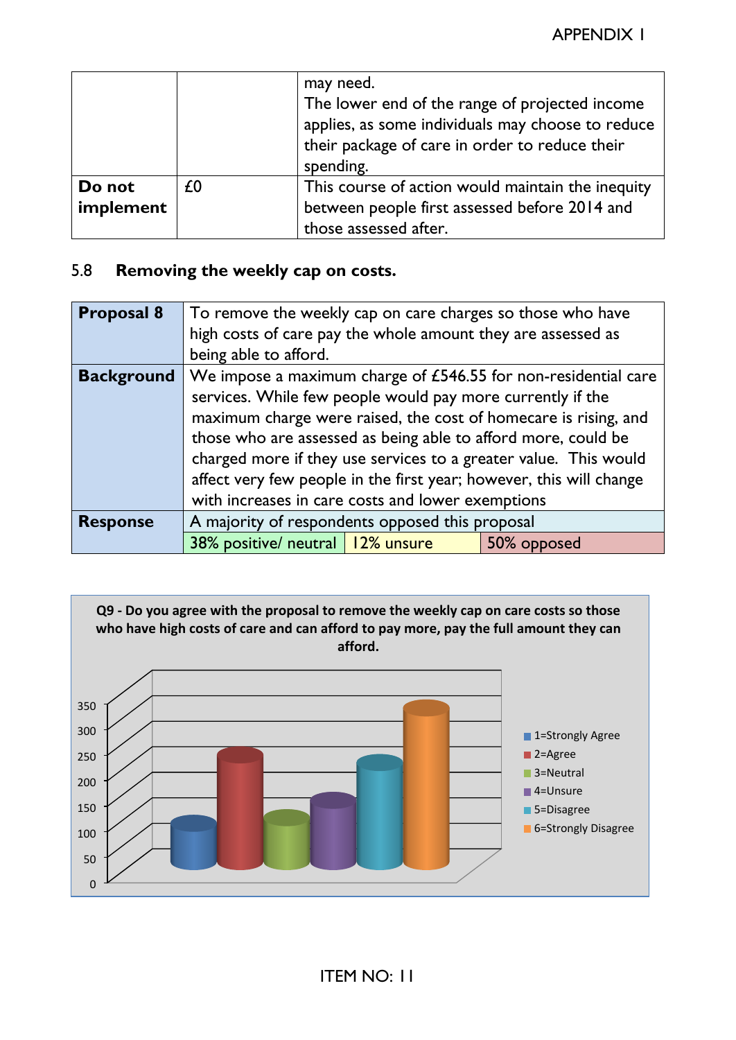| | | may need. The lower end of the range of projected income applies, as some individuals may choose to reduce their package of care in order to reduce their spending. |
|---|---|---|
| **Do not implement** | £0 | This course of action would maintain the inequity between people first assessed before 2014 and those assessed after. |

## 5.8 Removing the weekly cap on costs.

| **Proposal 8** | To remove the weekly cap on care charges so those who have high costs of care pay the whole amount they are assessed as being able to afford. | | |
|---|---|---|---|
| **Background** | We impose a maximum charge of £546.55 for non-residential care services. While few people would pay more currently if the maximum charge were raised, the cost of homecare is rising, and those who are assessed as being able to afford more, could be charged more if they use services to a greater value. This would affect very few people in the first year; however, this will change with increases in care costs and lower exemptions | | |
| **Response** | A majority of respondents opposed this proposal | | |
| | 38% positive/ neutral | 12% unsure | 50% opposed |

**Q9 - Do you agree with the proposal to remove the weekly cap on care costs so those who have high costs of care and can afford to pay more, pay the full amount they can afford.**

- 1=Strongly Agree
- 2=Agree
- 3=Neutral
- 4=Unsure
- 5=Disagree
- 6=Strongly Disagree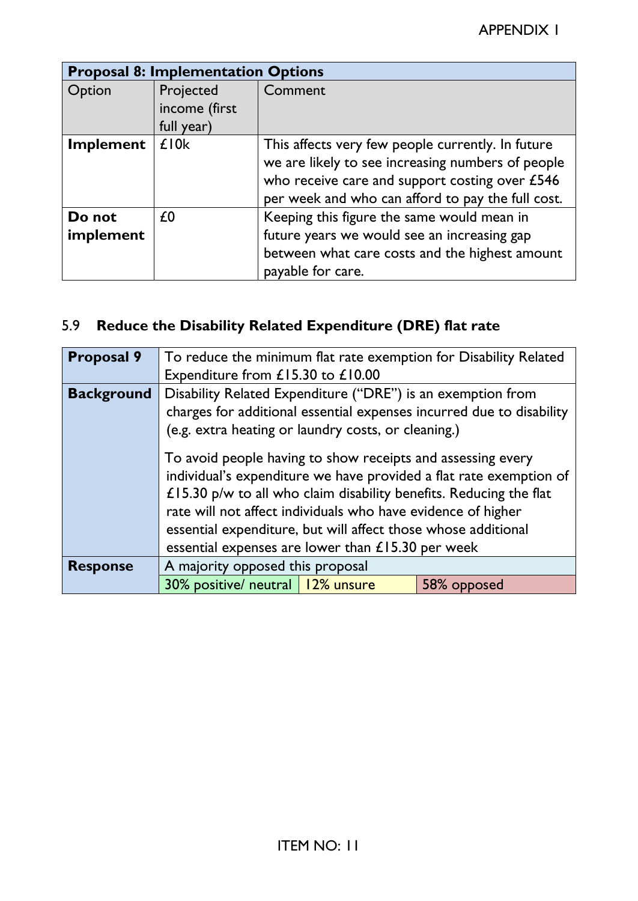| Proposal 8: Implementation Options | | |
|---|---|---|
| Option | Projected income (first full year) | Comment |
| **Implement** | £10k | This affects very few people currently. In future we are likely to see increasing numbers of people who receive care and support costing over £546 per week and who can afford to pay the full cost. |
| **Do not implement** | £0 | Keeping this figure the same would mean in future years we would see an increasing gap between what care costs and the highest amount payable for care. |

## 5.9 **Reduce the Disability Related Expenditure (DRE) flat rate**

| **Proposal 9** | To reduce the minimum flat rate exemption for Disability Related Expenditure from £15.30 to £10.00 | | |
|---|---|---|---|
| **Background** | Disability Related Expenditure ("DRE") is an exemption from charges for additional essential expenses incurred due to disability (e.g. extra heating or laundry costs, or cleaning.)<br><br>To avoid people having to show receipts and assessing every individual's expenditure we have provided a flat rate exemption of £15.30 p/w to all who claim disability benefits. Reducing the flat rate will not affect individuals who have evidence of higher essential expenditure, but will affect those whose additional essential expenses are lower than £15.30 per week | | |
| **Response** | A majority opposed this proposal | | |
| | 30% positive/ neutral | 12% unsure | 58% opposed |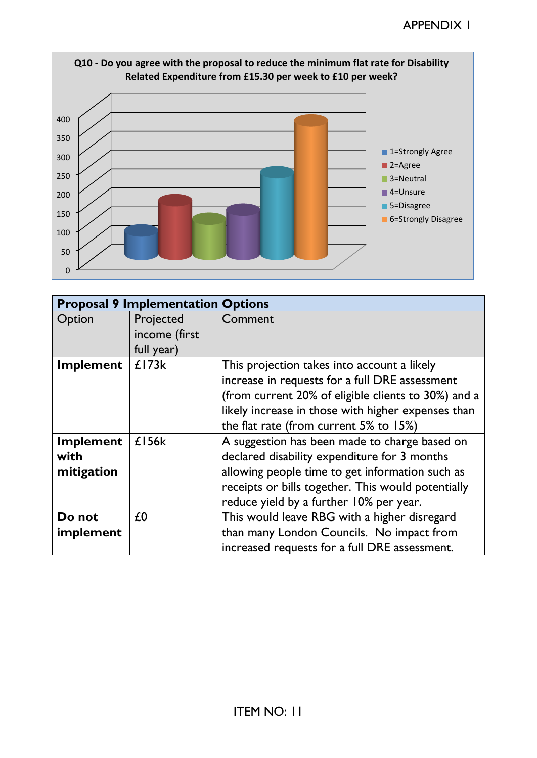APPENDIX I

**Q10 - Do you agree with the proposal to reduce the minimum flat rate for Disability Related Expenditure from £15.30 per week to £10 per week?**

| Response | Count (approx.) |
|---|---|
| 1=Strongly Agree | ~85 |
| 2=Agree | ~170 |
| 3=Neutral | ~125 |
| 4=Unsure | ~150 |
| 5=Disagree | ~245 |
| 6=Strongly Disagree | ~385 |

| **Proposal 9 Implementation Options** | | |
|---|---|---|
| Option | Projected income (first full year) | Comment |
| **Implement** | £173k | This projection takes into account a likely increase in requests for a full DRE assessment (from current 20% of eligible clients to 30%) and a likely increase in those with higher expenses than the flat rate (from current 5% to 15%) |
| **Implement with mitigation** | £156k | A suggestion has been made to charge based on declared disability expenditure for 3 months allowing people time to get information such as receipts or bills together. This would potentially reduce yield by a further 10% per year. |
| **Do not implement** | £0 | This would leave RBG with a higher disregard than many London Councils. No impact from increased requests for a full DRE assessment. |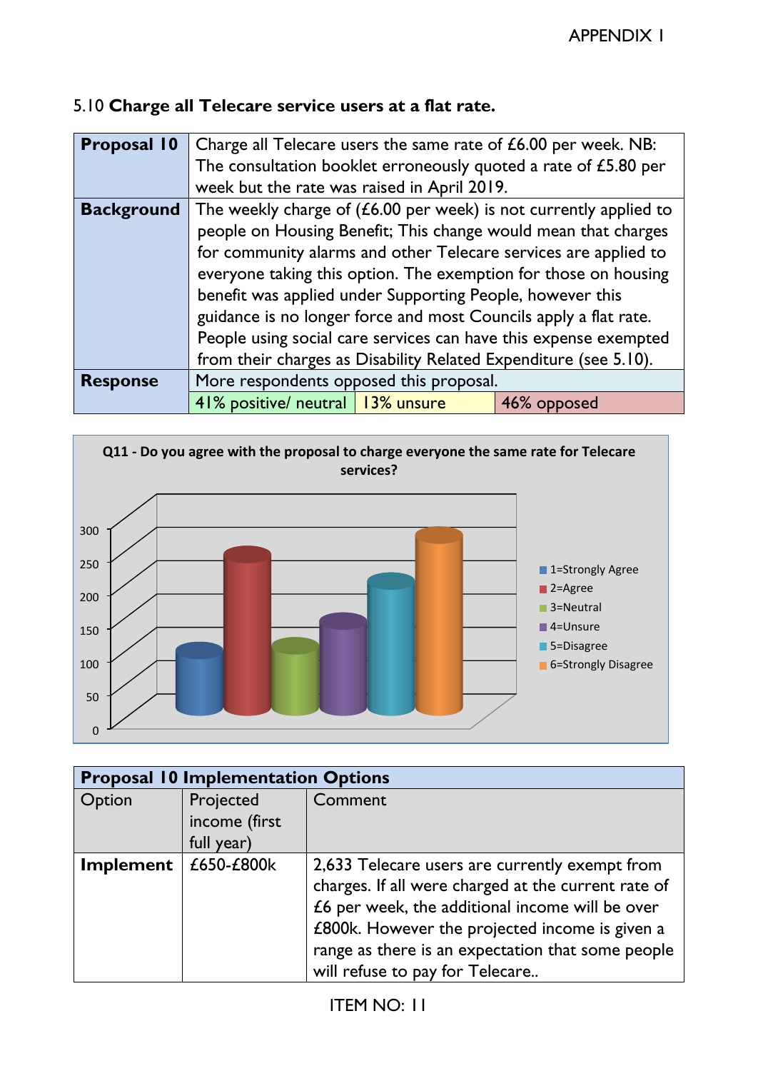## 5.10 **Charge all Telecare service users at a flat rate.**

| **Proposal 10** | Charge all Telecare users the same rate of £6.00 per week. NB: The consultation booklet erroneously quoted a rate of £5.80 per week but the rate was raised in April 2019. | | |
|---|---|---|---|
| **Background** | The weekly charge of (£6.00 per week) is not currently applied to people on Housing Benefit; This change would mean that charges for community alarms and other Telecare services are applied to everyone taking this option. The exemption for those on housing benefit was applied under Supporting People, however this guidance is no longer force and most Councils apply a flat rate. People using social care services can have this expense exempted from their charges as Disability Related Expenditure (see 5.10). | | |
| **Response** | More respondents opposed this proposal. | | |
| | 41% positive/ neutral | 13% unsure | 46% opposed |

**Q11 - Do you agree with the proposal to charge everyone the same rate for Telecare services?**

| Proposal 10 Implementation Options | | |
|---|---|---|
| Option | Projected income (first full year) | Comment |
| **Implement** | £650-£800k | 2,633 Telecare users are currently exempt from charges. If all were charged at the current rate of £6 per week, the additional income will be over £800k. However the projected income is given a range as there is an expectation that some people will refuse to pay for Telecare.. |

ITEM NO: 11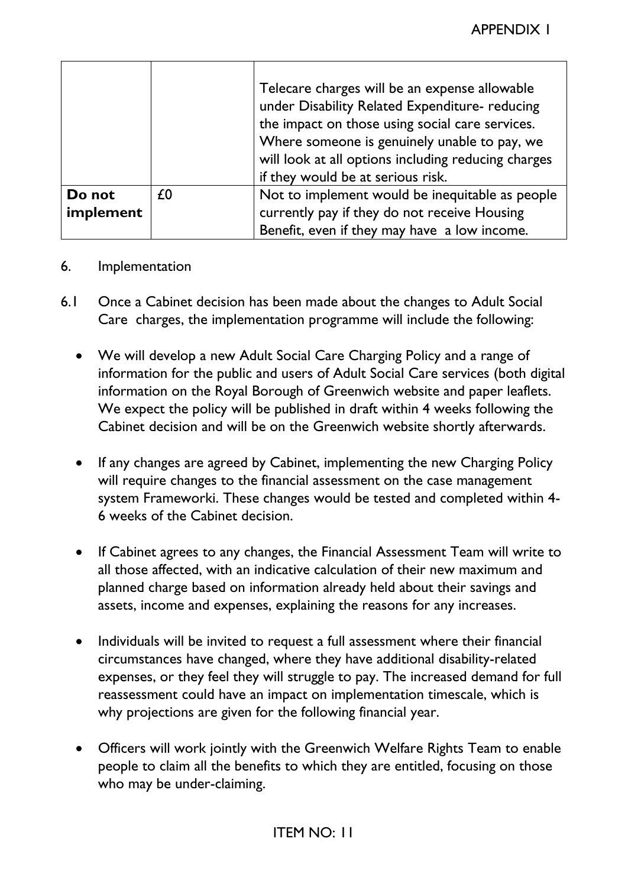| | | |
|---|---|---|
| | | Telecare charges will be an expense allowable under Disability Related Expenditure- reducing the impact on those using social care services. Where someone is genuinely unable to pay, we will look at all options including reducing charges if they would be at serious risk. |
| **Do not implement** | £0 | Not to implement would be inequitable as people currently pay if they do not receive Housing Benefit, even if they may have a low income. |

6. Implementation

6.1 Once a Cabinet decision has been made about the changes to Adult Social Care charges, the implementation programme will include the following:

- We will develop a new Adult Social Care Charging Policy and a range of information for the public and users of Adult Social Care services (both digital information on the Royal Borough of Greenwich website and paper leaflets. We expect the policy will be published in draft within 4 weeks following the Cabinet decision and will be on the Greenwich website shortly afterwards.

- If any changes are agreed by Cabinet, implementing the new Charging Policy will require changes to the financial assessment on the case management system Frameworki. These changes would be tested and completed within 4-6 weeks of the Cabinet decision.

- If Cabinet agrees to any changes, the Financial Assessment Team will write to all those affected, with an indicative calculation of their new maximum and planned charge based on information already held about their savings and assets, income and expenses, explaining the reasons for any increases.

- Individuals will be invited to request a full assessment where their financial circumstances have changed, where they have additional disability-related expenses, or they feel they will struggle to pay. The increased demand for full reassessment could have an impact on implementation timescale, which is why projections are given for the following financial year.

- Officers will work jointly with the Greenwich Welfare Rights Team to enable people to claim all the benefits to which they are entitled, focusing on those who may be under-claiming.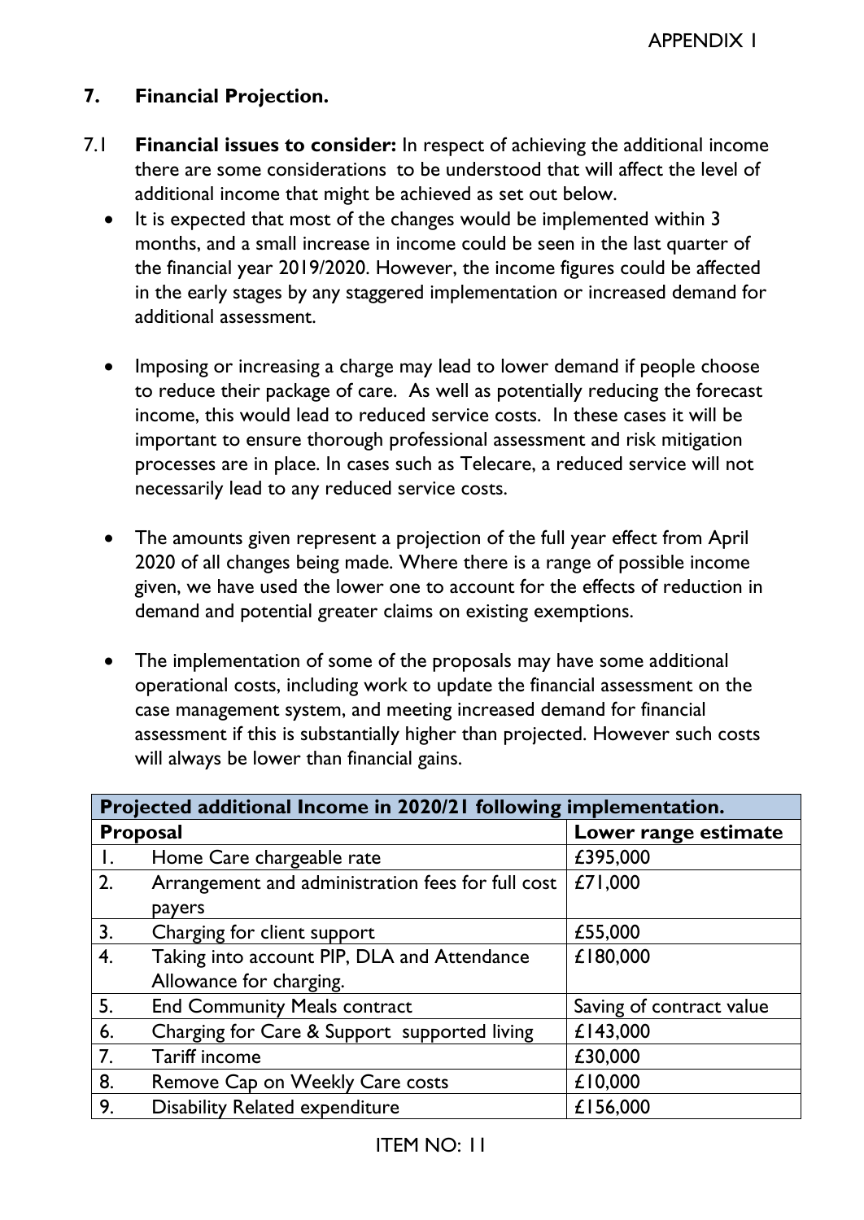## 7. Financial Projection.

7.1 **Financial issues to consider:** In respect of achieving the additional income there are some considerations to be understood that will affect the level of additional income that might be achieved as set out below.

- It is expected that most of the changes would be implemented within 3 months, and a small increase in income could be seen in the last quarter of the financial year 2019/2020. However, the income figures could be affected in the early stages by any staggered implementation or increased demand for additional assessment.

- Imposing or increasing a charge may lead to lower demand if people choose to reduce their package of care. As well as potentially reducing the forecast income, this would lead to reduced service costs. In these cases it will be important to ensure thorough professional assessment and risk mitigation processes are in place. In cases such as Telecare, a reduced service will not necessarily lead to any reduced service costs.

- The amounts given represent a projection of the full year effect from April 2020 of all changes being made. Where there is a range of possible income given, we have used the lower one to account for the effects of reduction in demand and potential greater claims on existing exemptions.

- The implementation of some of the proposals may have some additional operational costs, including work to update the financial assessment on the case management system, and meeting increased demand for financial assessment if this is substantially higher than projected. However such costs will always be lower than financial gains.

| **Projected additional Income in 2020/21 following implementation.** | | |
|---|---|---|
| **Proposal** | | **Lower range estimate** |
| 1. | Home Care chargeable rate | £395,000 |
| 2. | Arrangement and administration fees for full cost payers | £71,000 |
| 3. | Charging for client support | £55,000 |
| 4. | Taking into account PIP, DLA and Attendance Allowance for charging. | £180,000 |
| 5. | End Community Meals contract | Saving of contract value |
| 6. | Charging for Care & Support supported living | £143,000 |
| 7. | Tariff income | £30,000 |
| 8. | Remove Cap on Weekly Care costs | £10,000 |
| 9. | Disability Related expenditure | £156,000 |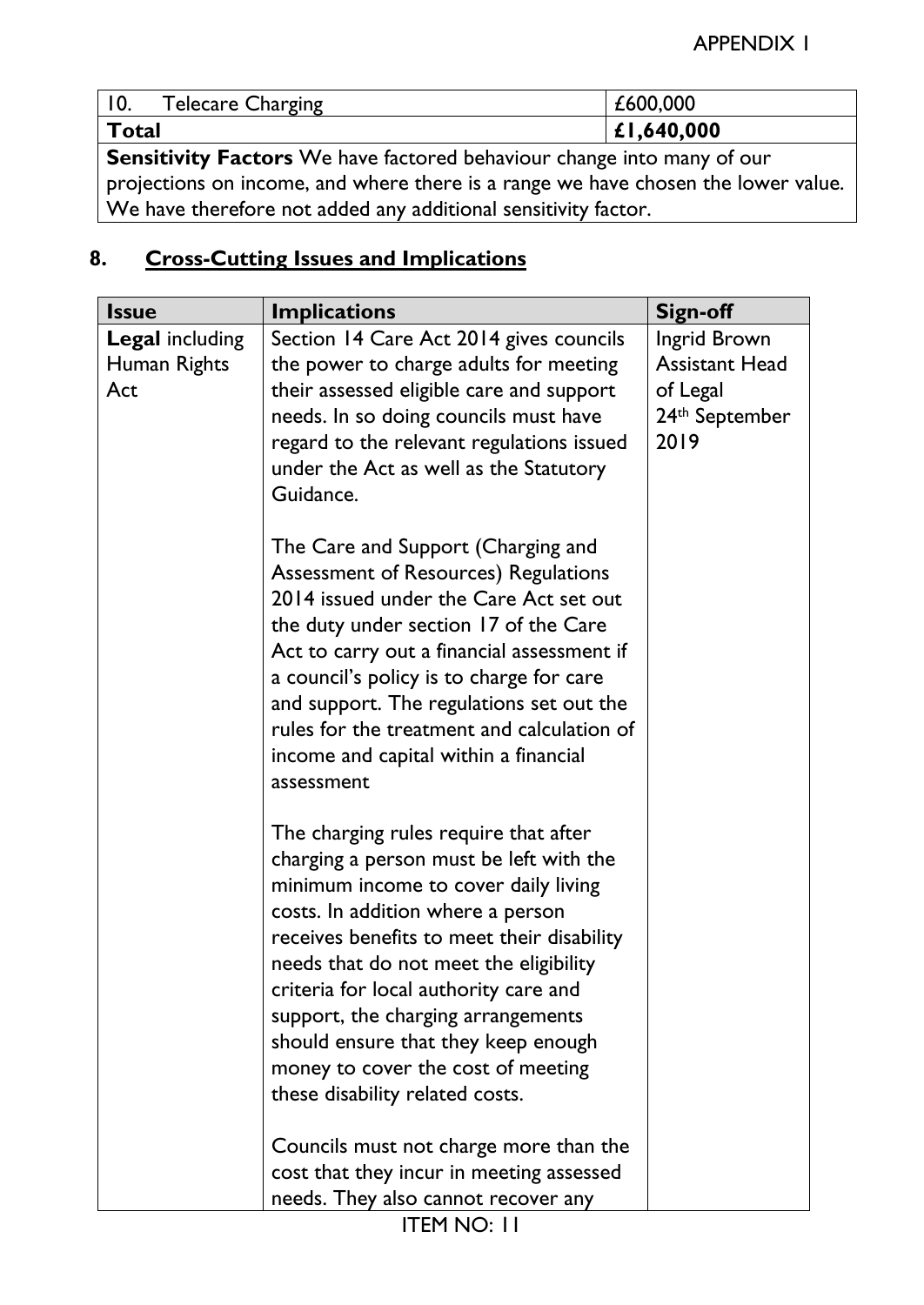| 10. Telecare Charging | £600,000 |
|---|---|
| **Total** | **£1,640,000** |
| **Sensitivity Factors** We have factored behaviour change into many of our projections on income, and where there is a range we have chosen the lower value. We have therefore not added any additional sensitivity factor. | |

## 8. Cross-Cutting Issues and Implications

| Issue | Implications | Sign-off |
|---|---|---|
| **Legal** including Human Rights Act | Section 14 Care Act 2014 gives councils the power to charge adults for meeting their assessed eligible care and support needs. In so doing councils must have regard to the relevant regulations issued under the Act as well as the Statutory Guidance.<br><br>The Care and Support (Charging and Assessment of Resources) Regulations 2014 issued under the Care Act set out the duty under section 17 of the Care Act to carry out a financial assessment if a council's policy is to charge for care and support. The regulations set out the rules for the treatment and calculation of income and capital within a financial assessment<br><br>The charging rules require that after charging a person must be left with the minimum income to cover daily living costs. In addition where a person receives benefits to meet their disability needs that do not meet the eligibility criteria for local authority care and support, the charging arrangements should ensure that they keep enough money to cover the cost of meeting these disability related costs.<br><br>Councils must not charge more than the cost that they incur in meeting assessed needs. They also cannot recover any | Ingrid Brown Assistant Head of Legal 24th September 2019 |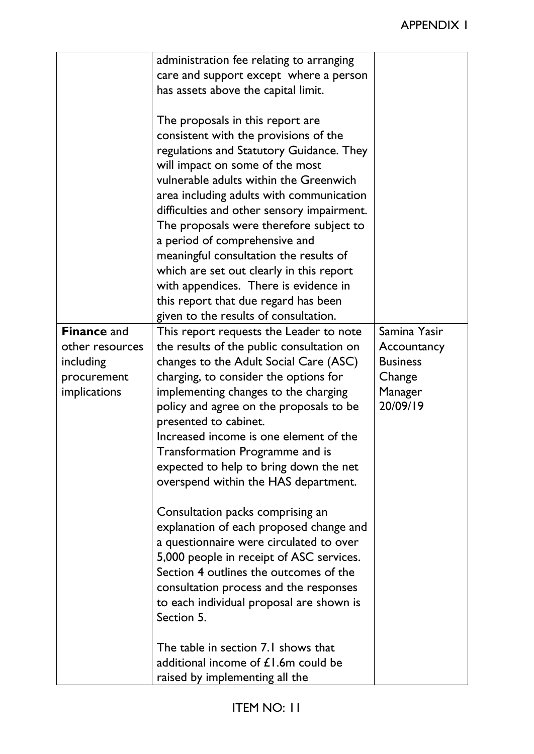| | | |
|---|---|---|
| | administration fee relating to arranging care and support except where a person has assets above the capital limit.<br><br>The proposals in this report are consistent with the provisions of the regulations and Statutory Guidance. They will impact on some of the most vulnerable adults within the Greenwich area including adults with communication difficulties and other sensory impairment. The proposals were therefore subject to a period of comprehensive and meaningful consultation the results of which are set out clearly in this report with appendices. There is evidence in this report that due regard has been given to the results of consultation. | |
| **Finance** and other resources including procurement implications | This report requests the Leader to note the results of the public consultation on changes to the Adult Social Care (ASC) charging, to consider the options for implementing changes to the charging policy and agree on the proposals to be presented to cabinet.<br>Increased income is one element of the Transformation Programme and is expected to help to bring down the net overspend within the HAS department.<br><br>Consultation packs comprising an explanation of each proposed change and a questionnaire were circulated to over 5,000 people in receipt of ASC services. Section 4 outlines the outcomes of the consultation process and the responses to each individual proposal are shown is Section 5.<br><br>The table in section 7.1 shows that additional income of £1.6m could be raised by implementing all the | Samina Yasir Accountancy Business Change Manager 20/09/19 |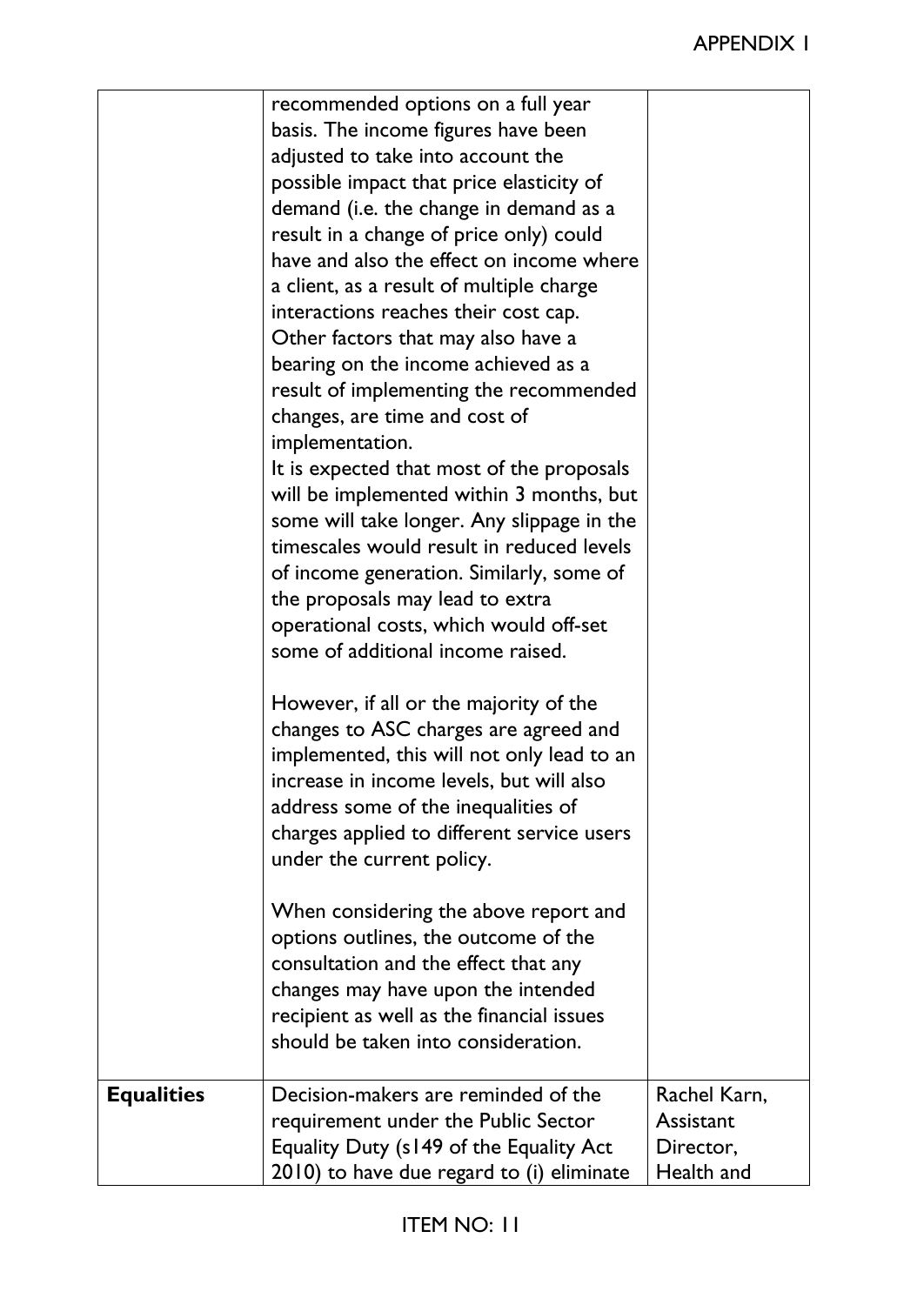| | | |
|---|---|---|
| | recommended options on a full year basis. The income figures have been adjusted to take into account the possible impact that price elasticity of demand (i.e. the change in demand as a result in a change of price only) could have and also the effect on income where a client, as a result of multiple charge interactions reaches their cost cap. Other factors that may also have a bearing on the income achieved as a result of implementing the recommended changes, are time and cost of implementation.<br>It is expected that most of the proposals will be implemented within 3 months, but some will take longer. Any slippage in the timescales would result in reduced levels of income generation. Similarly, some of the proposals may lead to extra operational costs, which would off-set some of additional income raised.<br><br>However, if all or the majority of the changes to ASC charges are agreed and implemented, this will not only lead to an increase in income levels, but will also address some of the inequalities of charges applied to different service users under the current policy.<br><br>When considering the above report and options outlines, the outcome of the consultation and the effect that any changes may have upon the intended recipient as well as the financial issues should be taken into consideration. | |
| **Equalities** | Decision-makers are reminded of the requirement under the Public Sector Equality Duty (s149 of the Equality Act 2010) to have due regard to (i) eliminate | Rachel Karn, Assistant Director, Health and |

ITEM NO: 11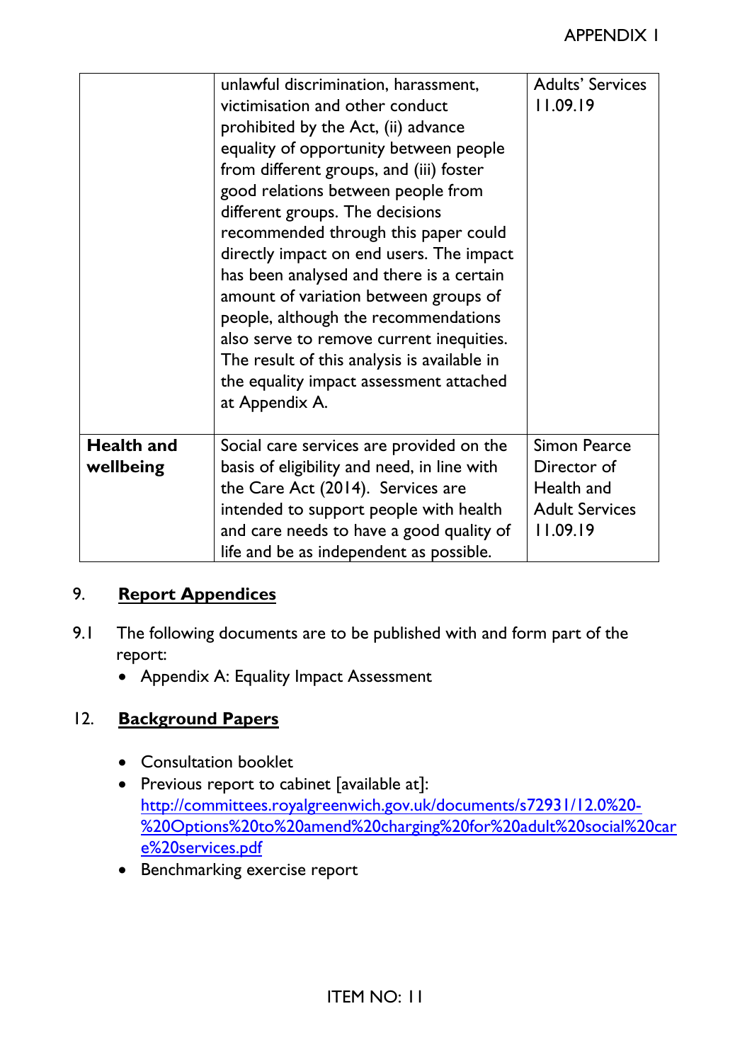| | | |
|---|---|---|
| | unlawful discrimination, harassment, victimisation and other conduct prohibited by the Act, (ii) advance equality of opportunity between people from different groups, and (iii) foster good relations between people from different groups. The decisions recommended through this paper could directly impact on end users. The impact has been analysed and there is a certain amount of variation between groups of people, although the recommendations also serve to remove current inequities. The result of this analysis is available in the equality impact assessment attached at Appendix A. | Adults' Services 11.09.19 |
| **Health and wellbeing** | Social care services are provided on the basis of eligibility and need, in line with the Care Act (2014). Services are intended to support people with health and care needs to have a good quality of life and be as independent as possible. | Simon Pearce Director of Health and Adult Services 11.09.19 |

## 9. Report Appendices

9.1 The following documents are to be published with and form part of the report:

- Appendix A: Equality Impact Assessment

## 12. Background Papers

- Consultation booklet
- Previous report to cabinet [available at]: http://committees.royalgreenwich.gov.uk/documents/s72931/12.0%20-%20Options%20to%20amend%20charging%20for%20adult%20social%20care%20services.pdf
- Benchmarking exercise report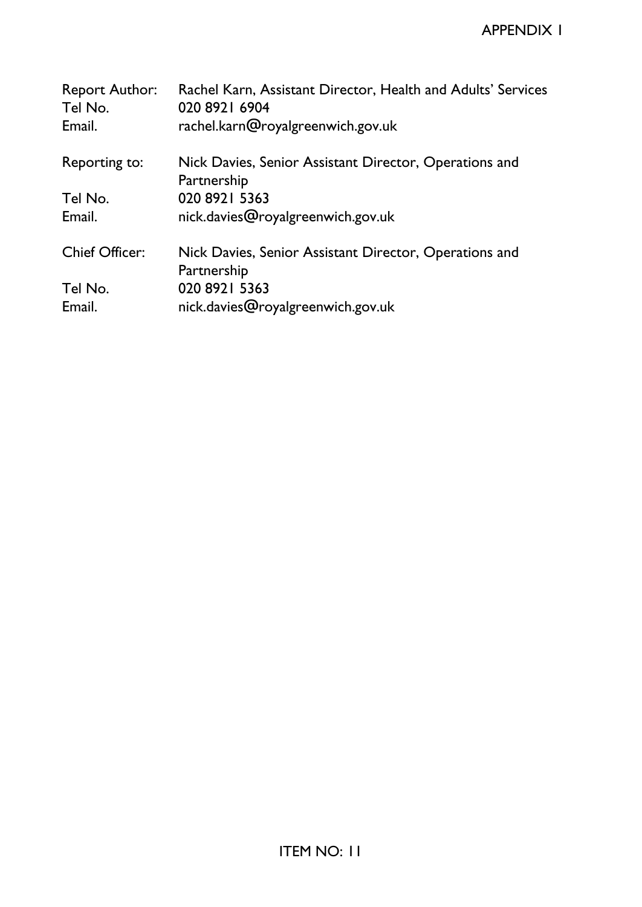APPENDIX 1

| | |
|---|---|
| Report Author: | Rachel Karn, Assistant Director, Health and Adults' Services |
| Tel No. | 020 8921 6904 |
| Email. | rachel.karn@royalgreenwich.gov.uk |
| Reporting to: | Nick Davies, Senior Assistant Director, Operations and Partnership |
| Tel No. | 020 8921 5363 |
| Email. | nick.davies@royalgreenwich.gov.uk |
| Chief Officer: | Nick Davies, Senior Assistant Director, Operations and Partnership |
| Tel No. | 020 8921 5363 |
| Email. | nick.davies@royalgreenwich.gov.uk |

ITEM NO: 11